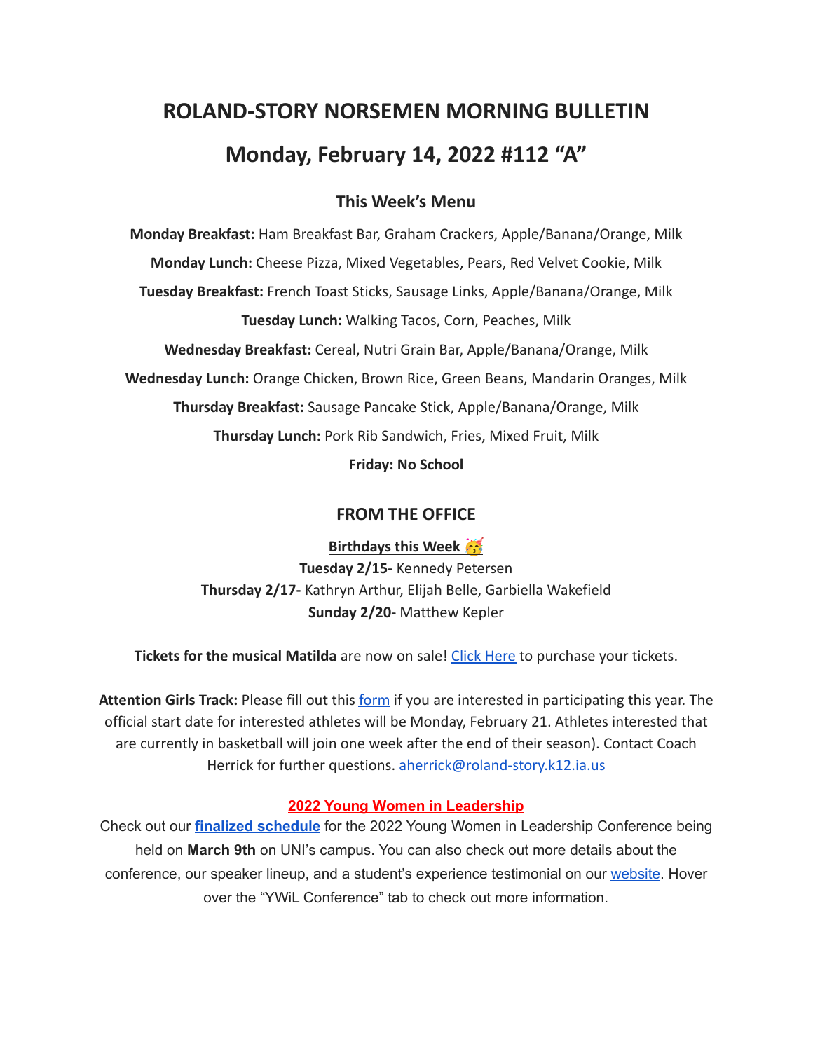# ROLAND-STORY NORSEMEN MORNING BULLETIN

# Monday, February 14, 2022 #112 "A"

## This Week's Menu

**Monday Breakfast:** Ham Breakfast Bar, Graham Crackers, Apple/Banana/Orange, Milk

**Monday Lunch:** Cheese Pizza, Mixed Vegetables, Pears, Red Velvet Cookie, Milk

**Tuesday Breakfast:** French Toast Sticks, Sausage Links, Apple/Banana/Orange, Milk

**Tuesday Lunch:** Walking Tacos, Corn, Peaches, Milk

**Wednesday Breakfast:** Cereal, Nutri Grain Bar, Apple/Banana/Orange, Milk

**Wednesday Lunch:** Orange Chicken, Brown Rice, Green Beans, Mandarin Oranges, Milk

**Thursday Breakfast:** Sausage Pancake Stick, Apple/Banana/Orange, Milk

**Thursday Lunch:** Pork Rib Sandwich, Fries, Mixed Fruit, Milk

**Friday: No School**

## FROM THE OFFICE

**Birthdays this Week 🥳**

**Tuesday 2/15-** Kennedy Petersen
**Thursday 2/17-** Kathryn Arthur, Elijah Belle, Garbiella Wakefield
**Sunday 2/20-** Matthew Kepler

**Tickets for the musical Matilda** are now on sale! Click Here to purchase your tickets.

**Attention Girls Track:** Please fill out this form if you are interested in participating this year. The official start date for interested athletes will be Monday, February 21. Athletes interested that are currently in basketball will join one week after the end of their season). Contact Coach Herrick for further questions. aherrick@roland-story.k12.ia.us

**2022 Young Women in Leadership**

Check out our **finalized schedule** for the 2022 Young Women in Leadership Conference being held on **March 9th** on UNI's campus. You can also check out more details about the conference, our speaker lineup, and a student's experience testimonial on our website. Hover over the "YWiL Conference" tab to check out more information.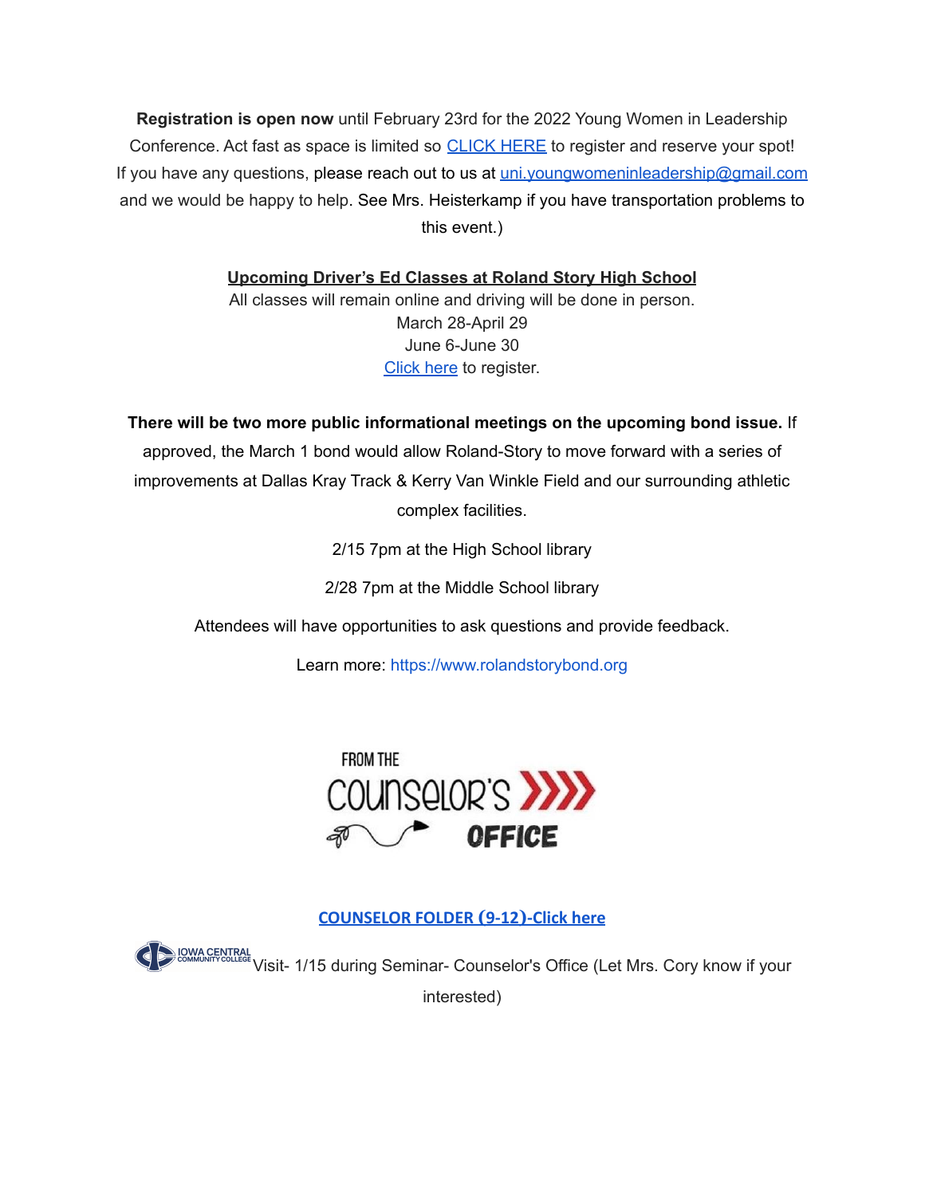**Registration is open now** until February 23rd for the 2022 Young Women in Leadership Conference. Act fast as space is limited so CLICK HERE to register and reserve your spot! If you have any questions, please reach out to us at uni.youngwomeninleadership@gmail.com and we would be happy to help. See Mrs. Heisterkamp if you have transportation problems to this event.)

**Upcoming Driver's Ed Classes at Roland Story High School**

All classes will remain online and driving will be done in person.

March 28-April 29

June 6-June 30

Click here to register.

**There will be two more public informational meetings on the upcoming bond issue.** If approved, the March 1 bond would allow Roland-Story to move forward with a series of improvements at Dallas Kray Track & Kerry Van Winkle Field and our surrounding athletic complex facilities.

2/15 7pm at the High School library

2/28 7pm at the Middle School library

Attendees will have opportunities to ask questions and provide feedback.

Learn more: https://www.rolandstorybond.org

FROM THE COUNSELOR'S OFFICE

**COUNSELOR FOLDER (9-12)-Click here**

IOWA CENTRAL COMMUNITY COLLEGE Visit- 1/15 during Seminar- Counselor's Office (Let Mrs. Cory know if your interested)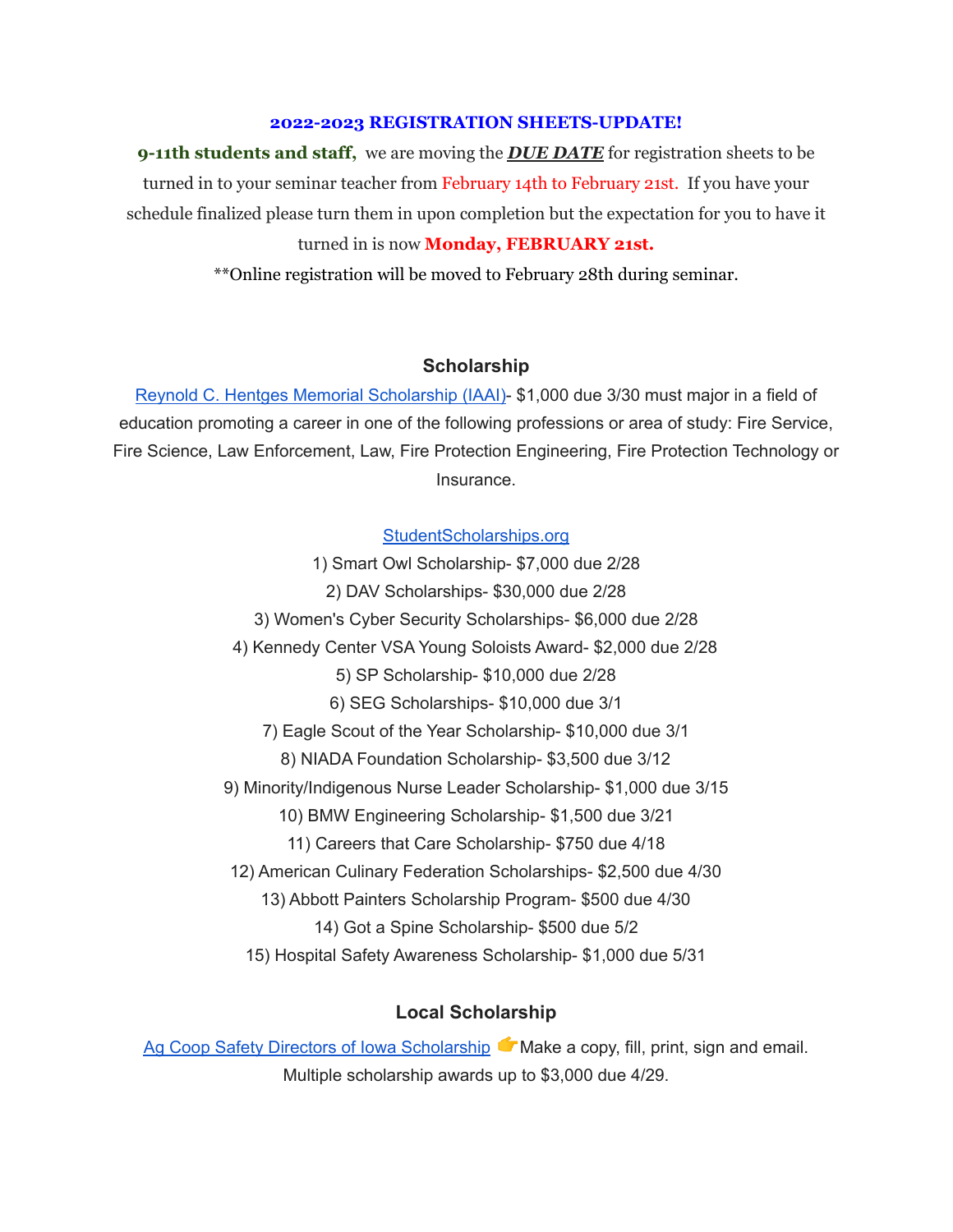## 2022-2023 REGISTRATION SHEETS-UPDATE!

**9-11th students and staff,** we are moving the ***DUE DATE*** for registration sheets to be turned in to your seminar teacher from February 14th to February 21st. If you have your schedule finalized please turn them in upon completion but the expectation for you to have it turned in is now **Monday, FEBRUARY 21st.**

**Online registration will be moved to February 28th during seminar.

### Scholarship

Reynold C. Hentges Memorial Scholarship (IAAI)- $1,000 due 3/30 must major in a field of education promoting a career in one of the following professions or area of study: Fire Service, Fire Science, Law Enforcement, Law, Fire Protection Engineering, Fire Protection Technology or Insurance.

StudentScholarships.org

1) Smart Owl Scholarship- $7,000 due 2/28
2) DAV Scholarships- $30,000 due 2/28
3) Women's Cyber Security Scholarships- $6,000 due 2/28
4) Kennedy Center VSA Young Soloists Award- $2,000 due 2/28
5) SP Scholarship- $10,000 due 2/28
6) SEG Scholarships- $10,000 due 3/1
7) Eagle Scout of the Year Scholarship- $10,000 due 3/1
8) NIADA Foundation Scholarship- $3,500 due 3/12
9) Minority/Indigenous Nurse Leader Scholarship- $1,000 due 3/15
10) BMW Engineering Scholarship- $1,500 due 3/21
11) Careers that Care Scholarship- $750 due 4/18
12) American Culinary Federation Scholarships- $2,500 due 4/30
13) Abbott Painters Scholarship Program- $500 due 4/30
14) Got a Spine Scholarship- $500 due 5/2
15) Hospital Safety Awareness Scholarship- $1,000 due 5/31

### Local Scholarship

Ag Coop Safety Directors of Iowa Scholarship 👉Make a copy, fill, print, sign and email. Multiple scholarship awards up to $3,000 due 4/29.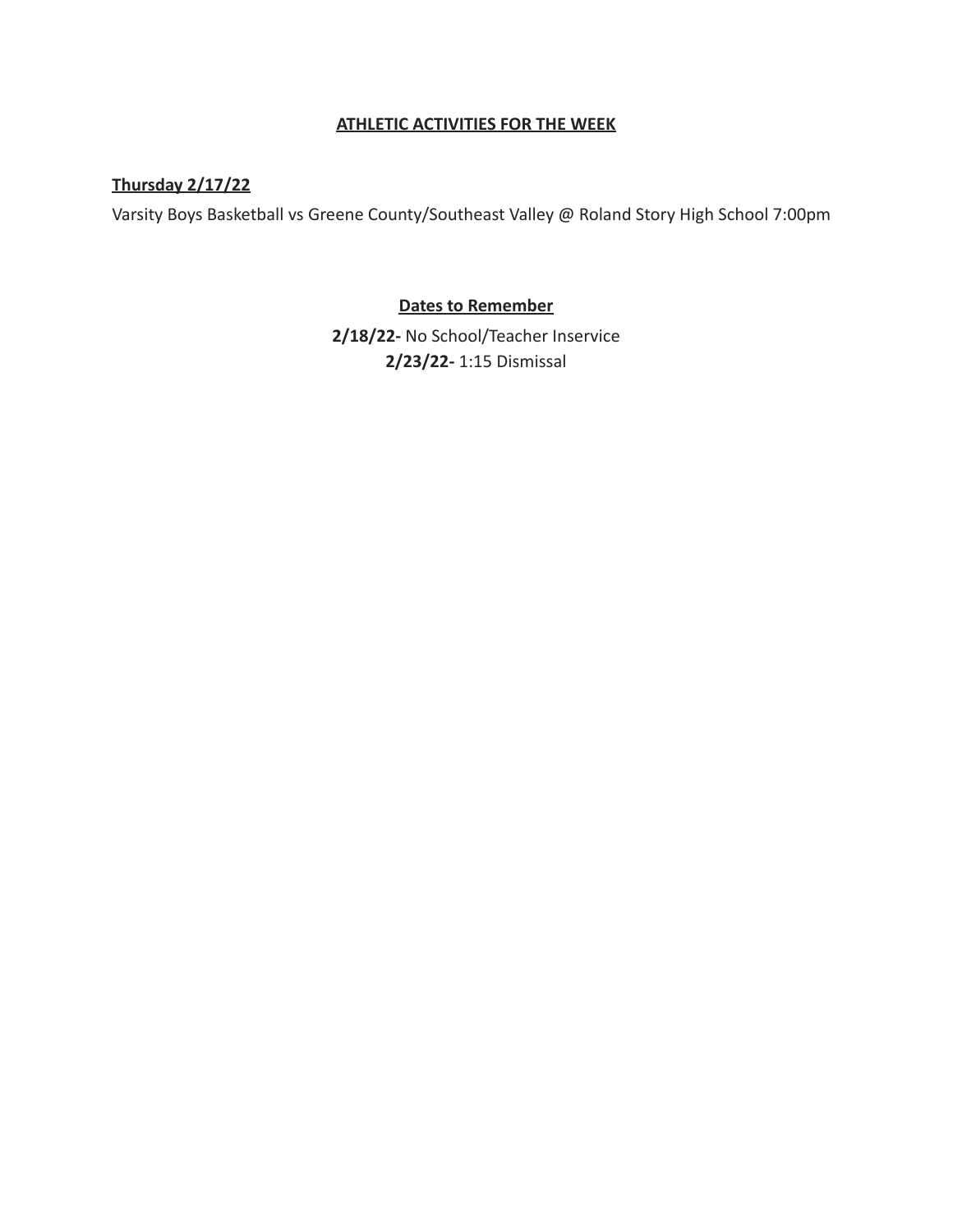## **ATHLETIC ACTIVITIES FOR THE WEEK**

### **Thursday 2/17/22**

Varsity Boys Basketball vs Greene County/Southeast Valley @ Roland Story High School 7:00pm

### **Dates to Remember**

**2/18/22-** No School/Teacher Inservice

**2/23/22-** 1:15 Dismissal